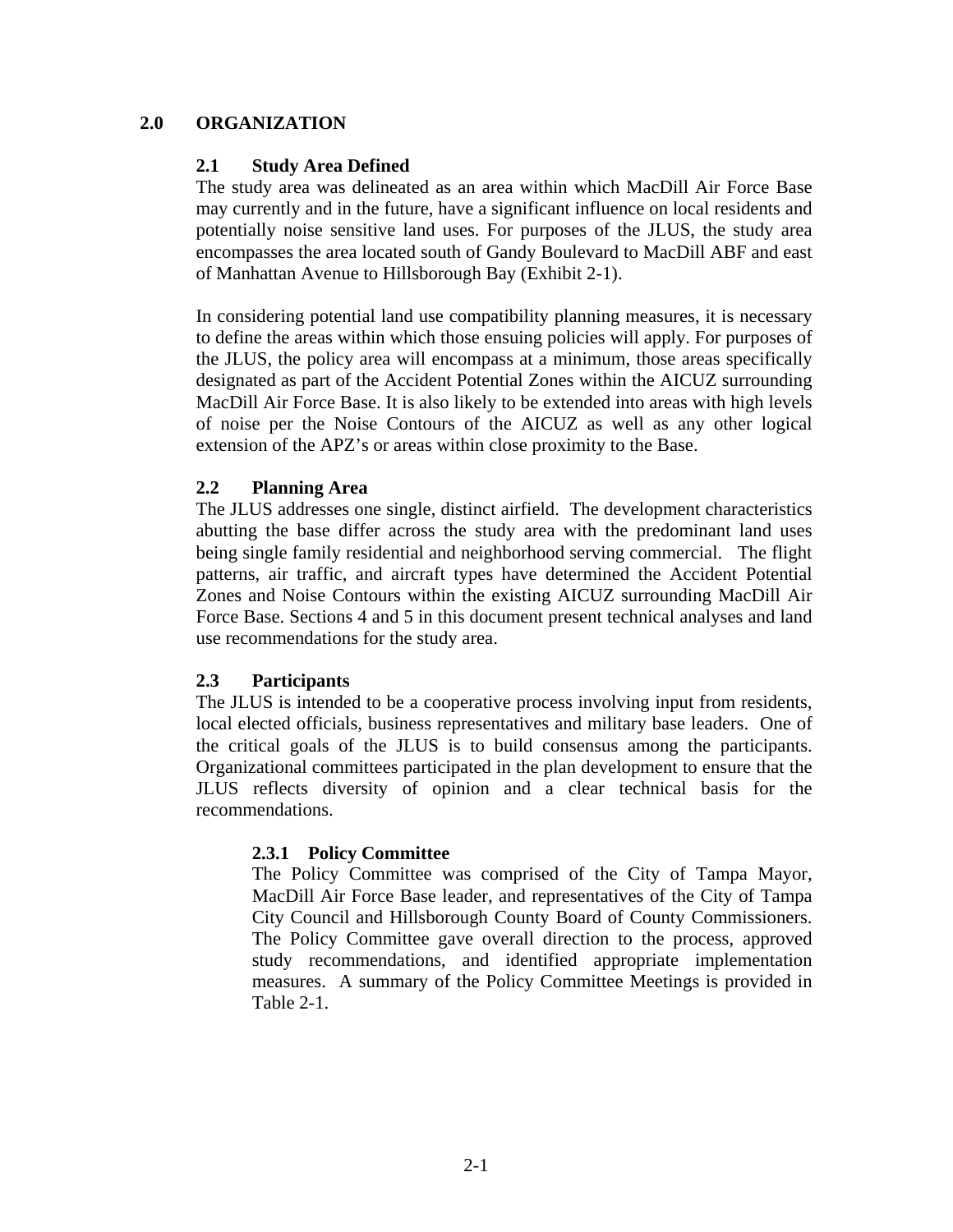# 2.0 ORGANIZATION

## 2.1 Study Area Defined

The study area was delineated as an area within which MacDill Air Force Base may currently and in the future, have a significant influence on local residents and potentially noise sensitive land uses. For purposes of the JLUS, the study area encompasses the area located south of Gandy Boulevard to MacDill ABF and east of Manhattan Avenue to Hillsborough Bay (Exhibit 2-1).

In considering potential land use compatibility planning measures, it is necessary to define the areas within which those ensuing policies will apply. For purposes of the JLUS, the policy area will encompass at a minimum, those areas specifically designated as part of the Accident Potential Zones within the AICUZ surrounding MacDill Air Force Base. It is also likely to be extended into areas with high levels of noise per the Noise Contours of the AICUZ as well as any other logical extension of the APZ's or areas within close proximity to the Base.

## 2.2 Planning Area

The JLUS addresses one single, distinct airfield. The development characteristics abutting the base differ across the study area with the predominant land uses being single family residential and neighborhood serving commercial. The flight patterns, air traffic, and aircraft types have determined the Accident Potential Zones and Noise Contours within the existing AICUZ surrounding MacDill Air Force Base. Sections 4 and 5 in this document present technical analyses and land use recommendations for the study area.

## 2.3 Participants

The JLUS is intended to be a cooperative process involving input from residents, local elected officials, business representatives and military base leaders. One of the critical goals of the JLUS is to build consensus among the participants. Organizational committees participated in the plan development to ensure that the JLUS reflects diversity of opinion and a clear technical basis for the recommendations.

### 2.3.1 Policy Committee

The Policy Committee was comprised of the City of Tampa Mayor, MacDill Air Force Base leader, and representatives of the City of Tampa City Council and Hillsborough County Board of County Commissioners. The Policy Committee gave overall direction to the process, approved study recommendations, and identified appropriate implementation measures. A summary of the Policy Committee Meetings is provided in Table 2-1.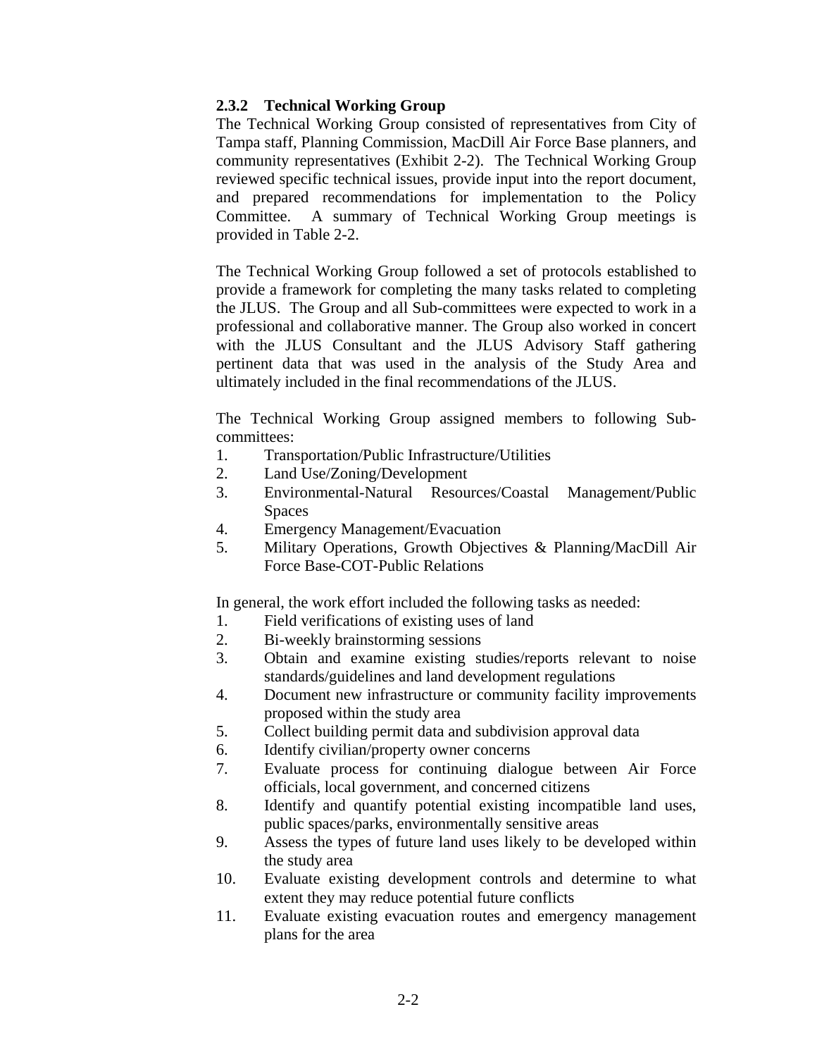### 2.3.2 Technical Working Group

The Technical Working Group consisted of representatives from City of Tampa staff, Planning Commission, MacDill Air Force Base planners, and community representatives (Exhibit 2-2). The Technical Working Group reviewed specific technical issues, provide input into the report document, and prepared recommendations for implementation to the Policy Committee. A summary of Technical Working Group meetings is provided in Table 2-2.

The Technical Working Group followed a set of protocols established to provide a framework for completing the many tasks related to completing the JLUS. The Group and all Sub-committees were expected to work in a professional and collaborative manner. The Group also worked in concert with the JLUS Consultant and the JLUS Advisory Staff gathering pertinent data that was used in the analysis of the Study Area and ultimately included in the final recommendations of the JLUS.

The Technical Working Group assigned members to following Sub-committees:

1. Transportation/Public Infrastructure/Utilities
2. Land Use/Zoning/Development
3. Environmental-Natural Resources/Coastal Management/Public Spaces
4. Emergency Management/Evacuation
5. Military Operations, Growth Objectives & Planning/MacDill Air Force Base-COT-Public Relations

In general, the work effort included the following tasks as needed:

1. Field verifications of existing uses of land
2. Bi-weekly brainstorming sessions
3. Obtain and examine existing studies/reports relevant to noise standards/guidelines and land development regulations
4. Document new infrastructure or community facility improvements proposed within the study area
5. Collect building permit data and subdivision approval data
6. Identify civilian/property owner concerns
7. Evaluate process for continuing dialogue between Air Force officials, local government, and concerned citizens
8. Identify and quantify potential existing incompatible land uses, public spaces/parks, environmentally sensitive areas
9. Assess the types of future land uses likely to be developed within the study area
10. Evaluate existing development controls and determine to what extent they may reduce potential future conflicts
11. Evaluate existing evacuation routes and emergency management plans for the area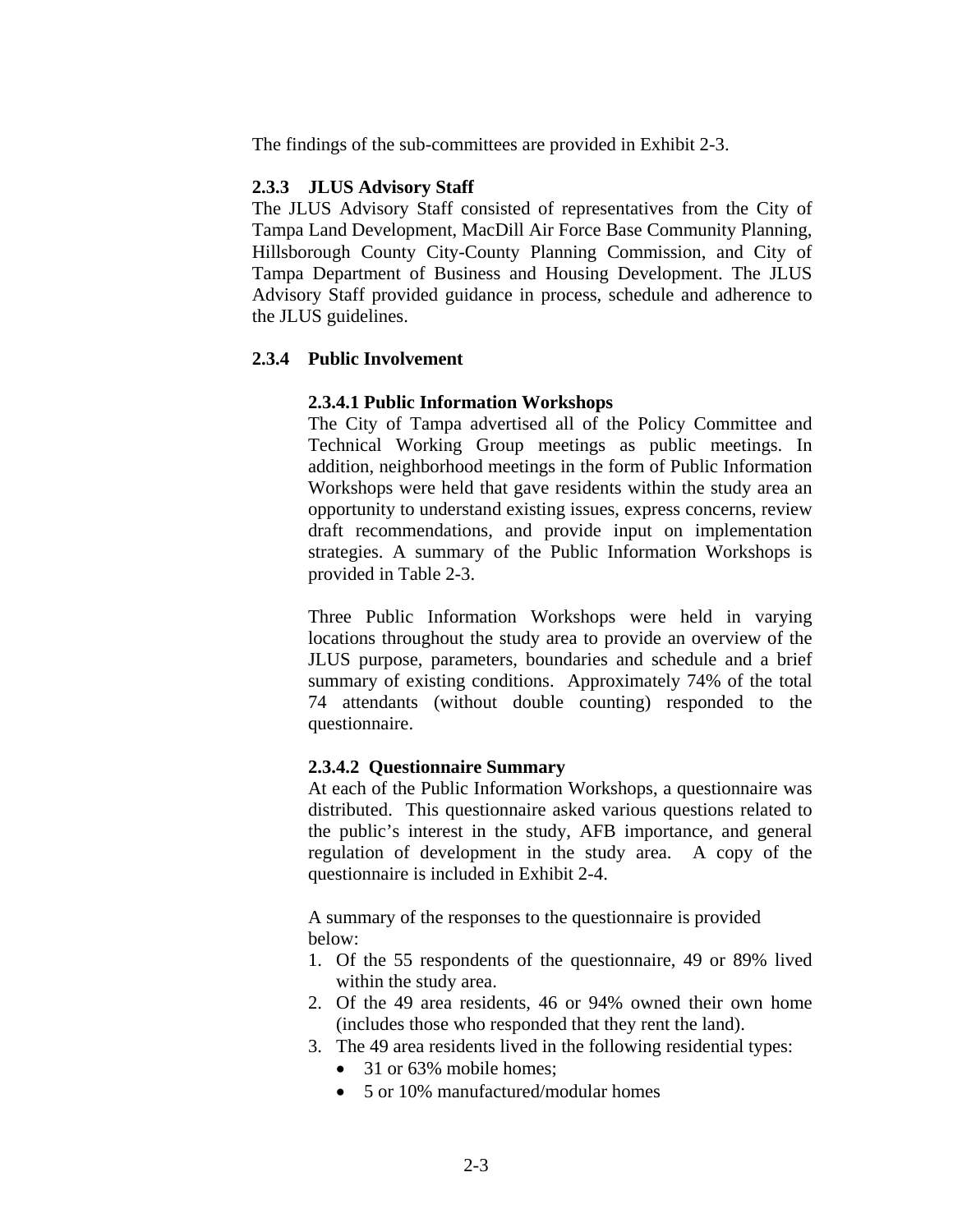The findings of the sub-committees are provided in Exhibit 2-3.

### 2.3.3 JLUS Advisory Staff

The JLUS Advisory Staff consisted of representatives from the City of Tampa Land Development, MacDill Air Force Base Community Planning, Hillsborough County City-County Planning Commission, and City of Tampa Department of Business and Housing Development. The JLUS Advisory Staff provided guidance in process, schedule and adherence to the JLUS guidelines.

### 2.3.4 Public Involvement

#### 2.3.4.1 Public Information Workshops

The City of Tampa advertised all of the Policy Committee and Technical Working Group meetings as public meetings. In addition, neighborhood meetings in the form of Public Information Workshops were held that gave residents within the study area an opportunity to understand existing issues, express concerns, review draft recommendations, and provide input on implementation strategies. A summary of the Public Information Workshops is provided in Table 2-3.

Three Public Information Workshops were held in varying locations throughout the study area to provide an overview of the JLUS purpose, parameters, boundaries and schedule and a brief summary of existing conditions. Approximately 74% of the total 74 attendants (without double counting) responded to the questionnaire.

#### 2.3.4.2 Questionnaire Summary

At each of the Public Information Workshops, a questionnaire was distributed. This questionnaire asked various questions related to the public's interest in the study, AFB importance, and general regulation of development in the study area. A copy of the questionnaire is included in Exhibit 2-4.

A summary of the responses to the questionnaire is provided below:

1. Of the 55 respondents of the questionnaire, 49 or 89% lived within the study area.
2. Of the 49 area residents, 46 or 94% owned their own home (includes those who responded that they rent the land).
3. The 49 area residents lived in the following residential types:
   - 31 or 63% mobile homes;
   - 5 or 10% manufactured/modular homes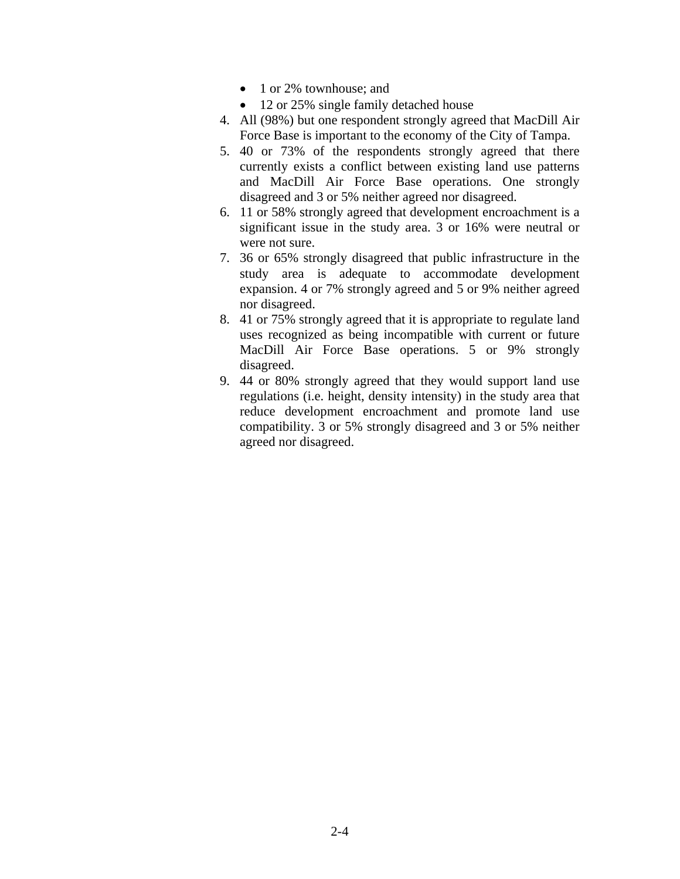- 1 or 2% townhouse; and
- 12 or 25% single family detached house

4. All (98%) but one respondent strongly agreed that MacDill Air Force Base is important to the economy of the City of Tampa.
5. 40 or 73% of the respondents strongly agreed that there currently exists a conflict between existing land use patterns and MacDill Air Force Base operations. One strongly disagreed and 3 or 5% neither agreed nor disagreed.
6. 11 or 58% strongly agreed that development encroachment is a significant issue in the study area. 3 or 16% were neutral or were not sure.
7. 36 or 65% strongly disagreed that public infrastructure in the study area is adequate to accommodate development expansion. 4 or 7% strongly agreed and 5 or 9% neither agreed nor disagreed.
8. 41 or 75% strongly agreed that it is appropriate to regulate land uses recognized as being incompatible with current or future MacDill Air Force Base operations. 5 or 9% strongly disagreed.
9. 44 or 80% strongly agreed that they would support land use regulations (i.e. height, density intensity) in the study area that reduce development encroachment and promote land use compatibility. 3 or 5% strongly disagreed and 3 or 5% neither agreed nor disagreed.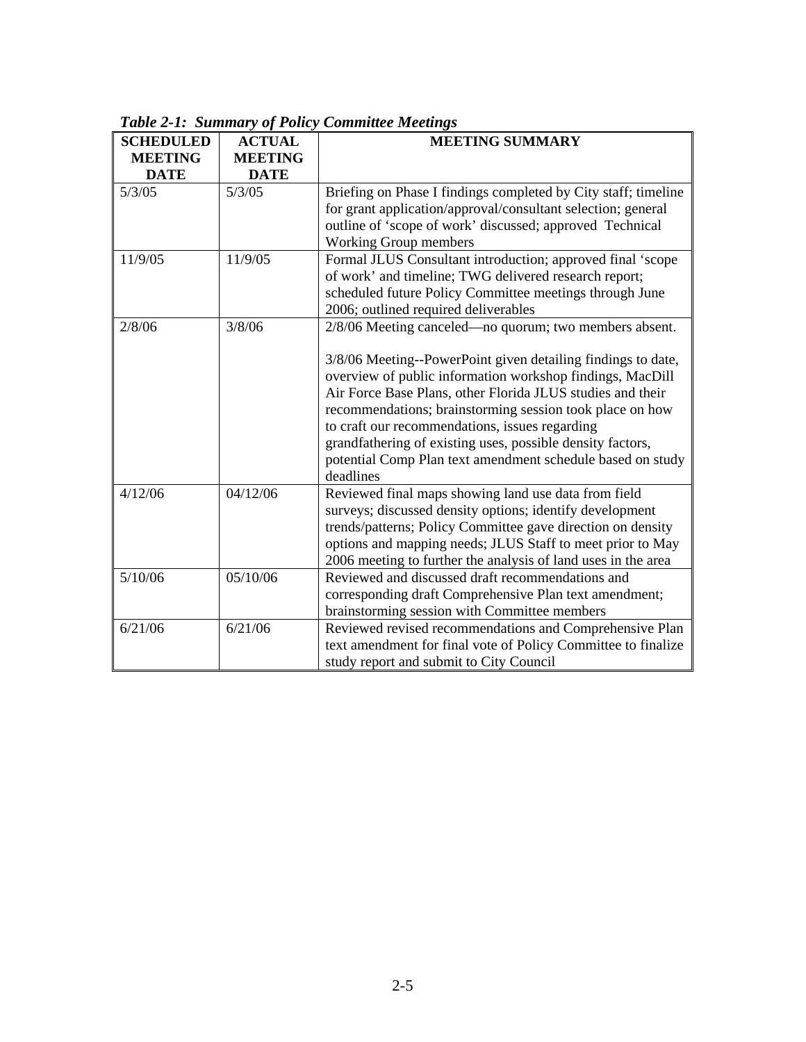***Table 2-1: Summary of Policy Committee Meetings***

| SCHEDULED MEETING DATE | ACTUAL MEETING DATE | MEETING SUMMARY |
|---|---|---|
| 5/3/05 | 5/3/05 | Briefing on Phase I findings completed by City staff; timeline for grant application/approval/consultant selection; general outline of 'scope of work' discussed; approved Technical Working Group members |
| 11/9/05 | 11/9/05 | Formal JLUS Consultant introduction; approved final 'scope of work' and timeline; TWG delivered research report; scheduled future Policy Committee meetings through June 2006; outlined required deliverables |
| 2/8/06 | 3/8/06 | 2/8/06 Meeting canceled—no quorum; two members absent.<br><br>3/8/06 Meeting--PowerPoint given detailing findings to date, overview of public information workshop findings, MacDill Air Force Base Plans, other Florida JLUS studies and their recommendations; brainstorming session took place on how to craft our recommendations, issues regarding grandfathering of existing uses, possible density factors, potential Comp Plan text amendment schedule based on study deadlines |
| 4/12/06 | 04/12/06 | Reviewed final maps showing land use data from field surveys; discussed density options; identify development trends/patterns; Policy Committee gave direction on density options and mapping needs; JLUS Staff to meet prior to May 2006 meeting to further the analysis of land uses in the area |
| 5/10/06 | 05/10/06 | Reviewed and discussed draft recommendations and corresponding draft Comprehensive Plan text amendment; brainstorming session with Committee members |
| 6/21/06 | 6/21/06 | Reviewed revised recommendations and Comprehensive Plan text amendment for final vote of Policy Committee to finalize study report and submit to City Council |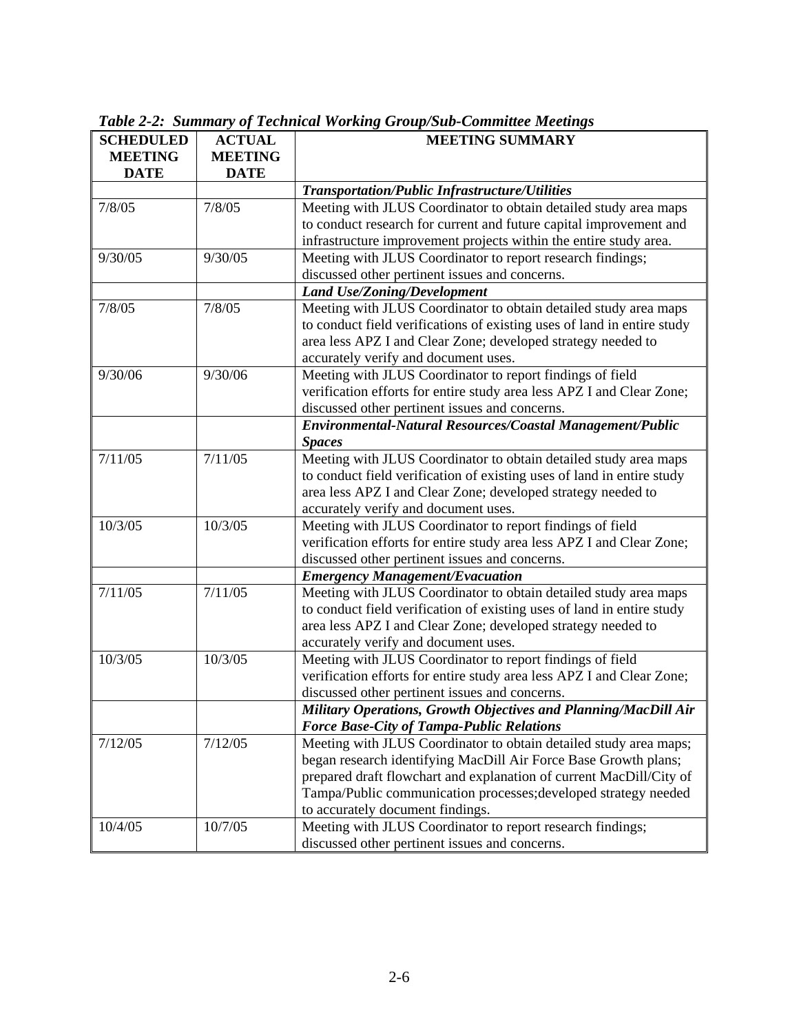*Table 2-2: Summary of Technical Working Group/Sub-Committee Meetings*

| SCHEDULED MEETING DATE | ACTUAL MEETING DATE | MEETING SUMMARY |
|---|---|---|
| | | ***Transportation/Public Infrastructure/Utilities*** |
| 7/8/05 | 7/8/05 | Meeting with JLUS Coordinator to obtain detailed study area maps to conduct research for current and future capital improvement and infrastructure improvement projects within the entire study area. |
| 9/30/05 | 9/30/05 | Meeting with JLUS Coordinator to report research findings; discussed other pertinent issues and concerns. |
| | | ***Land Use/Zoning/Development*** |
| 7/8/05 | 7/8/05 | Meeting with JLUS Coordinator to obtain detailed study area maps to conduct field verifications of existing uses of land in entire study area less APZ I and Clear Zone; developed strategy needed to accurately verify and document uses. |
| 9/30/06 | 9/30/06 | Meeting with JLUS Coordinator to report findings of field verification efforts for entire study area less APZ I and Clear Zone; discussed other pertinent issues and concerns. |
| | | ***Environmental-Natural Resources/Coastal Management/Public Spaces*** |
| 7/11/05 | 7/11/05 | Meeting with JLUS Coordinator to obtain detailed study area maps to conduct field verification of existing uses of land in entire study area less APZ I and Clear Zone; developed strategy needed to accurately verify and document uses. |
| 10/3/05 | 10/3/05 | Meeting with JLUS Coordinator to report findings of field verification efforts for entire study area less APZ I and Clear Zone; discussed other pertinent issues and concerns. |
| | | ***Emergency Management/Evacuation*** |
| 7/11/05 | 7/11/05 | Meeting with JLUS Coordinator to obtain detailed study area maps to conduct field verification of existing uses of land in entire study area less APZ I and Clear Zone; developed strategy needed to accurately verify and document uses. |
| 10/3/05 | 10/3/05 | Meeting with JLUS Coordinator to report findings of field verification efforts for entire study area less APZ I and Clear Zone; discussed other pertinent issues and concerns. |
| | | ***Military Operations, Growth Objectives and Planning/MacDill Air Force Base-City of Tampa-Public Relations*** |
| 7/12/05 | 7/12/05 | Meeting with JLUS Coordinator to obtain detailed study area maps; began research identifying MacDill Air Force Base Growth plans; prepared draft flowchart and explanation of current MacDill/City of Tampa/Public communication processes;developed strategy needed to accurately document findings. |
| 10/4/05 | 10/7/05 | Meeting with JLUS Coordinator to report research findings; discussed other pertinent issues and concerns. |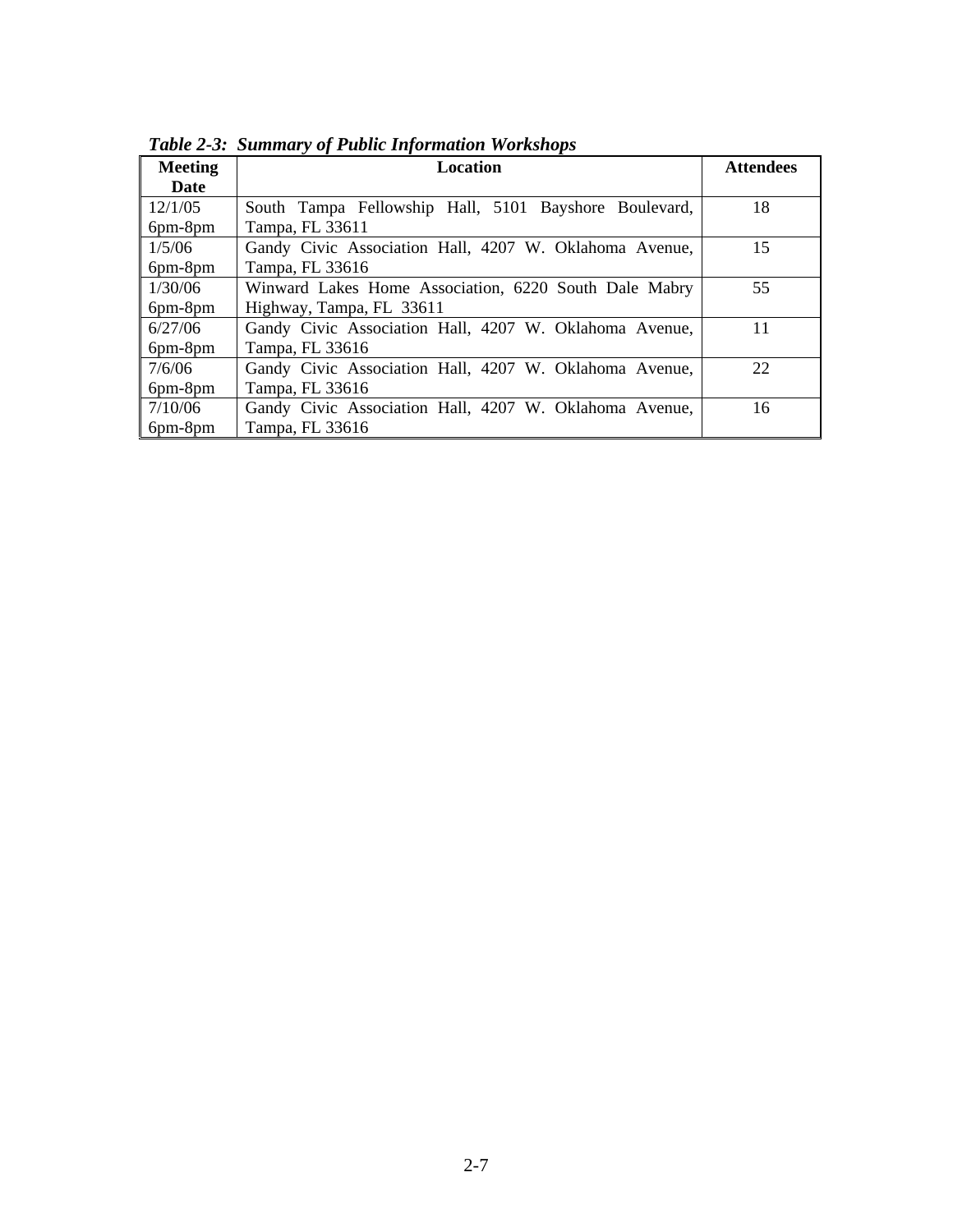***Table 2-3: Summary of Public Information Workshops***

| Meeting Date | Location | Attendees |
|---|---|---|
| 12/1/05 6pm-8pm | South Tampa Fellowship Hall, 5101 Bayshore Boulevard, Tampa, FL 33611 | 18 |
| 1/5/06 6pm-8pm | Gandy Civic Association Hall, 4207 W. Oklahoma Avenue, Tampa, FL 33616 | 15 |
| 1/30/06 6pm-8pm | Winward Lakes Home Association, 6220 South Dale Mabry Highway, Tampa, FL 33611 | 55 |
| 6/27/06 6pm-8pm | Gandy Civic Association Hall, 4207 W. Oklahoma Avenue, Tampa, FL 33616 | 11 |
| 7/6/06 6pm-8pm | Gandy Civic Association Hall, 4207 W. Oklahoma Avenue, Tampa, FL 33616 | 22 |
| 7/10/06 6pm-8pm | Gandy Civic Association Hall, 4207 W. Oklahoma Avenue, Tampa, FL 33616 | 16 |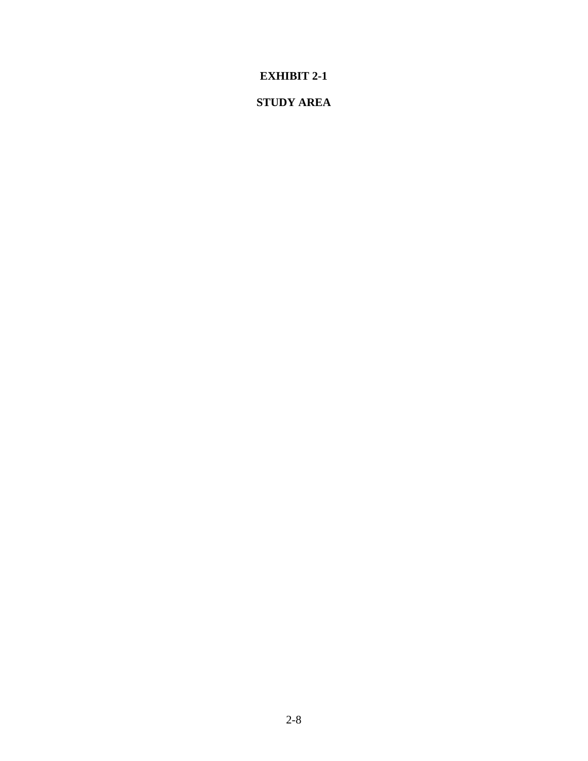**EXHIBIT 2-1**

**STUDY AREA**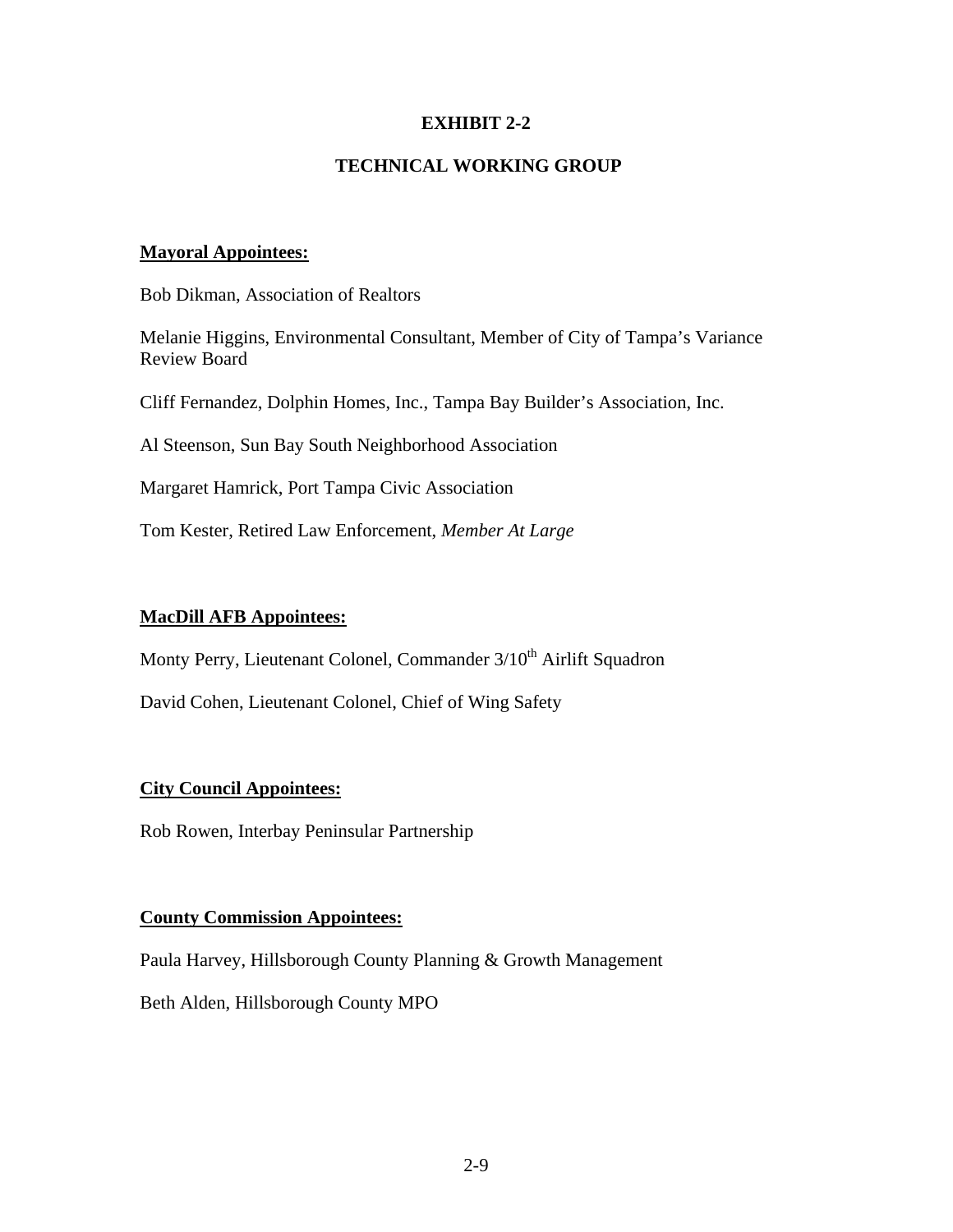# EXHIBIT 2-2

## TECHNICAL WORKING GROUP

**Mayoral Appointees:**

Bob Dikman, Association of Realtors

Melanie Higgins, Environmental Consultant, Member of City of Tampa's Variance Review Board

Cliff Fernandez, Dolphin Homes, Inc., Tampa Bay Builder's Association, Inc.

Al Steenson, Sun Bay South Neighborhood Association

Margaret Hamrick, Port Tampa Civic Association

Tom Kester, Retired Law Enforcement, *Member At Large*

**MacDill AFB Appointees:**

Monty Perry, Lieutenant Colonel, Commander 3/10th Airlift Squadron

David Cohen, Lieutenant Colonel, Chief of Wing Safety

**City Council Appointees:**

Rob Rowen, Interbay Peninsular Partnership

**County Commission Appointees:**

Paula Harvey, Hillsborough County Planning & Growth Management

Beth Alden, Hillsborough County MPO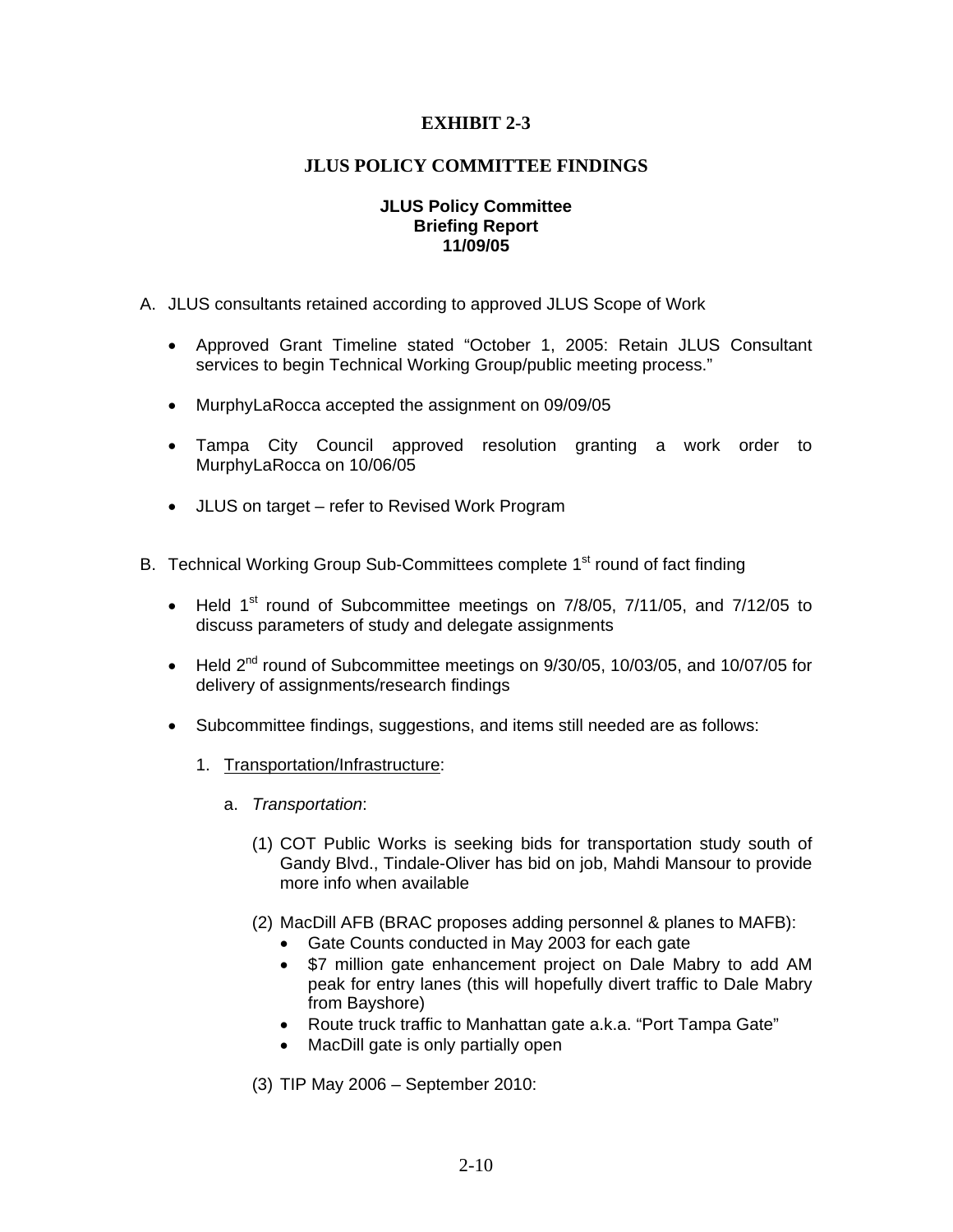# EXHIBIT 2-3

## JLUS POLICY COMMITTEE FINDINGS

**JLUS Policy Committee**
**Briefing Report**
**11/09/05**

A. JLUS consultants retained according to approved JLUS Scope of Work

- Approved Grant Timeline stated "October 1, 2005: Retain JLUS Consultant services to begin Technical Working Group/public meeting process."
- MurphyLaRocca accepted the assignment on 09/09/05
- Tampa City Council approved resolution granting a work order to MurphyLaRocca on 10/06/05
- JLUS on target – refer to Revised Work Program

B. Technical Working Group Sub-Committees complete 1st round of fact finding

- Held 1st round of Subcommittee meetings on 7/8/05, 7/11/05, and 7/12/05 to discuss parameters of study and delegate assignments
- Held 2nd round of Subcommittee meetings on 9/30/05, 10/03/05, and 10/07/05 for delivery of assignments/research findings
- Subcommittee findings, suggestions, and items still needed are as follows:

  1. Transportation/Infrastructure:

     a. *Transportation*:

        (1) COT Public Works is seeking bids for transportation study south of Gandy Blvd., Tindale-Oliver has bid on job, Mahdi Mansour to provide more info when available

        (2) MacDill AFB (BRAC proposes adding personnel & planes to MAFB):
        - Gate Counts conducted in May 2003 for each gate
        - $7 million gate enhancement project on Dale Mabry to add AM peak for entry lanes (this will hopefully divert traffic to Dale Mabry from Bayshore)
        - Route truck traffic to Manhattan gate a.k.a. "Port Tampa Gate"
        - MacDill gate is only partially open

        (3) TIP May 2006 – September 2010: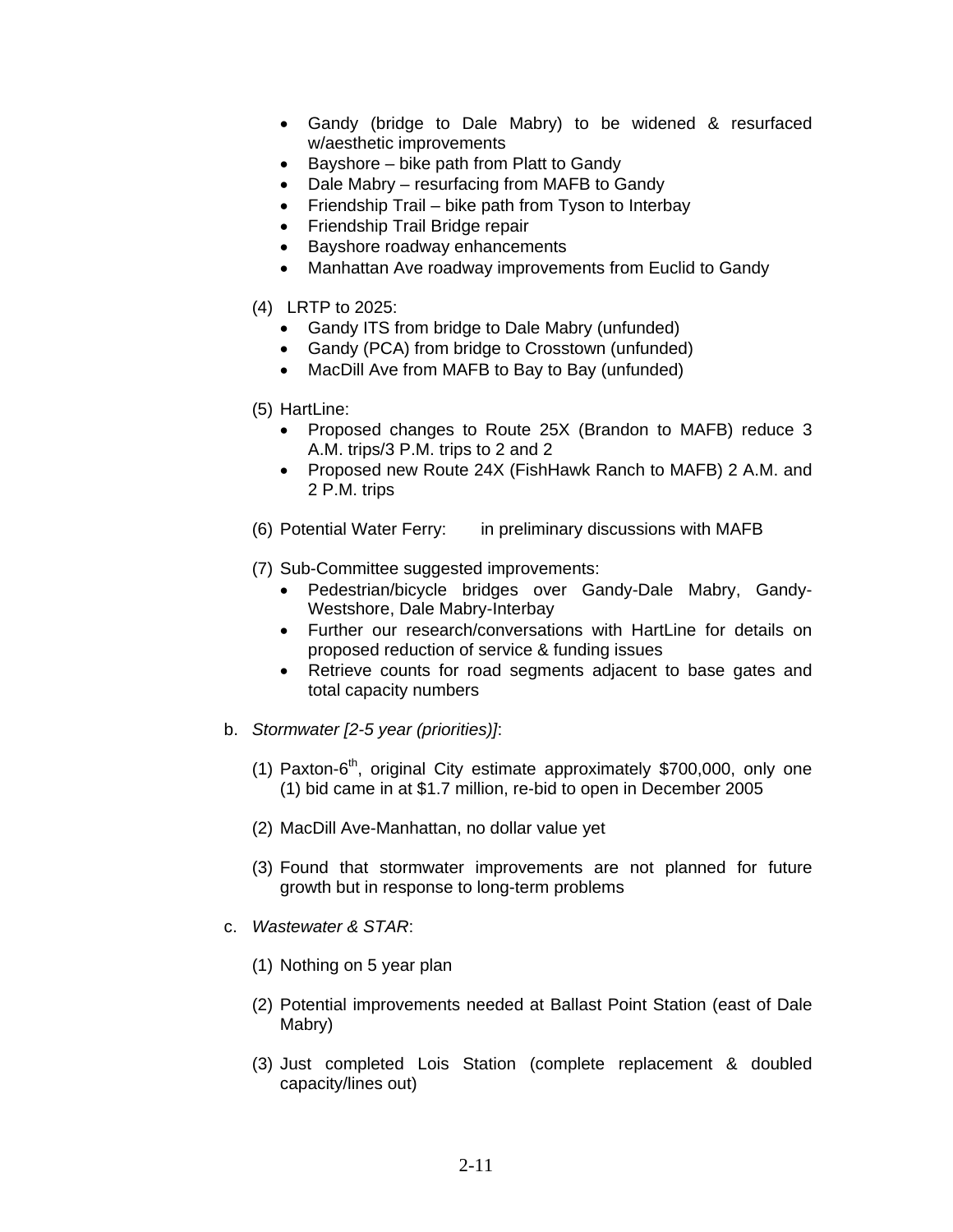- Gandy (bridge to Dale Mabry) to be widened & resurfaced w/aesthetic improvements
- Bayshore – bike path from Platt to Gandy
- Dale Mabry – resurfacing from MAFB to Gandy
- Friendship Trail – bike path from Tyson to Interbay
- Friendship Trail Bridge repair
- Bayshore roadway enhancements
- Manhattan Ave roadway improvements from Euclid to Gandy

(4) LRTP to 2025:
- Gandy ITS from bridge to Dale Mabry (unfunded)
- Gandy (PCA) from bridge to Crosstown (unfunded)
- MacDill Ave from MAFB to Bay to Bay (unfunded)

(5) HartLine:
- Proposed changes to Route 25X (Brandon to MAFB) reduce 3 A.M. trips/3 P.M. trips to 2 and 2
- Proposed new Route 24X (FishHawk Ranch to MAFB) 2 A.M. and 2 P.M. trips

(6) Potential Water Ferry: in preliminary discussions with MAFB

(7) Sub-Committee suggested improvements:
- Pedestrian/bicycle bridges over Gandy-Dale Mabry, Gandy-Westshore, Dale Mabry-Interbay
- Further our research/conversations with HartLine for details on proposed reduction of service & funding issues
- Retrieve counts for road segments adjacent to base gates and total capacity numbers

b. *Stormwater [2-5 year (priorities)]*:

(1) Paxton-6th, original City estimate approximately $700,000, only one (1) bid came in at $1.7 million, re-bid to open in December 2005

(2) MacDill Ave-Manhattan, no dollar value yet

(3) Found that stormwater improvements are not planned for future growth but in response to long-term problems

c. *Wastewater & STAR*:

(1) Nothing on 5 year plan

(2) Potential improvements needed at Ballast Point Station (east of Dale Mabry)

(3) Just completed Lois Station (complete replacement & doubled capacity/lines out)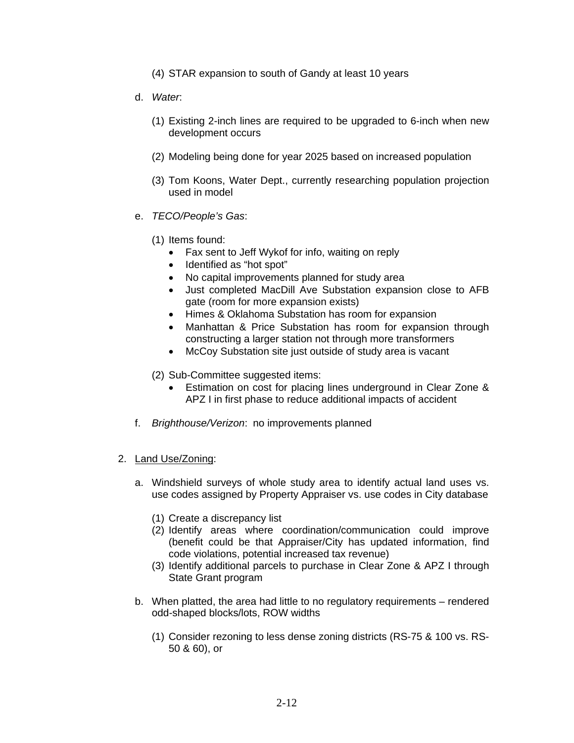(4) STAR expansion to south of Gandy at least 10 years

d. *Water*:

(1) Existing 2-inch lines are required to be upgraded to 6-inch when new development occurs

(2) Modeling being done for year 2025 based on increased population

(3) Tom Koons, Water Dept., currently researching population projection used in model

e. *TECO/People's Gas*:

(1) Items found:

- Fax sent to Jeff Wykof for info, waiting on reply
- Identified as "hot spot"
- No capital improvements planned for study area
- Just completed MacDill Ave Substation expansion close to AFB gate (room for more expansion exists)
- Himes & Oklahoma Substation has room for expansion
- Manhattan & Price Substation has room for expansion through constructing a larger station not through more transformers
- McCoy Substation site just outside of study area is vacant

(2) Sub-Committee suggested items:

- Estimation on cost for placing lines underground in Clear Zone & APZ I in first phase to reduce additional impacts of accident

f. *Brighthouse/Verizon*: no improvements planned

2. <u>Land Use/Zoning</u>:

a. Windshield surveys of whole study area to identify actual land uses vs. use codes assigned by Property Appraiser vs. use codes in City database

(1) Create a discrepancy list
(2) Identify areas where coordination/communication could improve (benefit could be that Appraiser/City has updated information, find code violations, potential increased tax revenue)
(3) Identify additional parcels to purchase in Clear Zone & APZ I through State Grant program

b. When platted, the area had little to no regulatory requirements – rendered odd-shaped blocks/lots, ROW widths

(1) Consider rezoning to less dense zoning districts (RS-75 & 100 vs. RS-50 & 60), or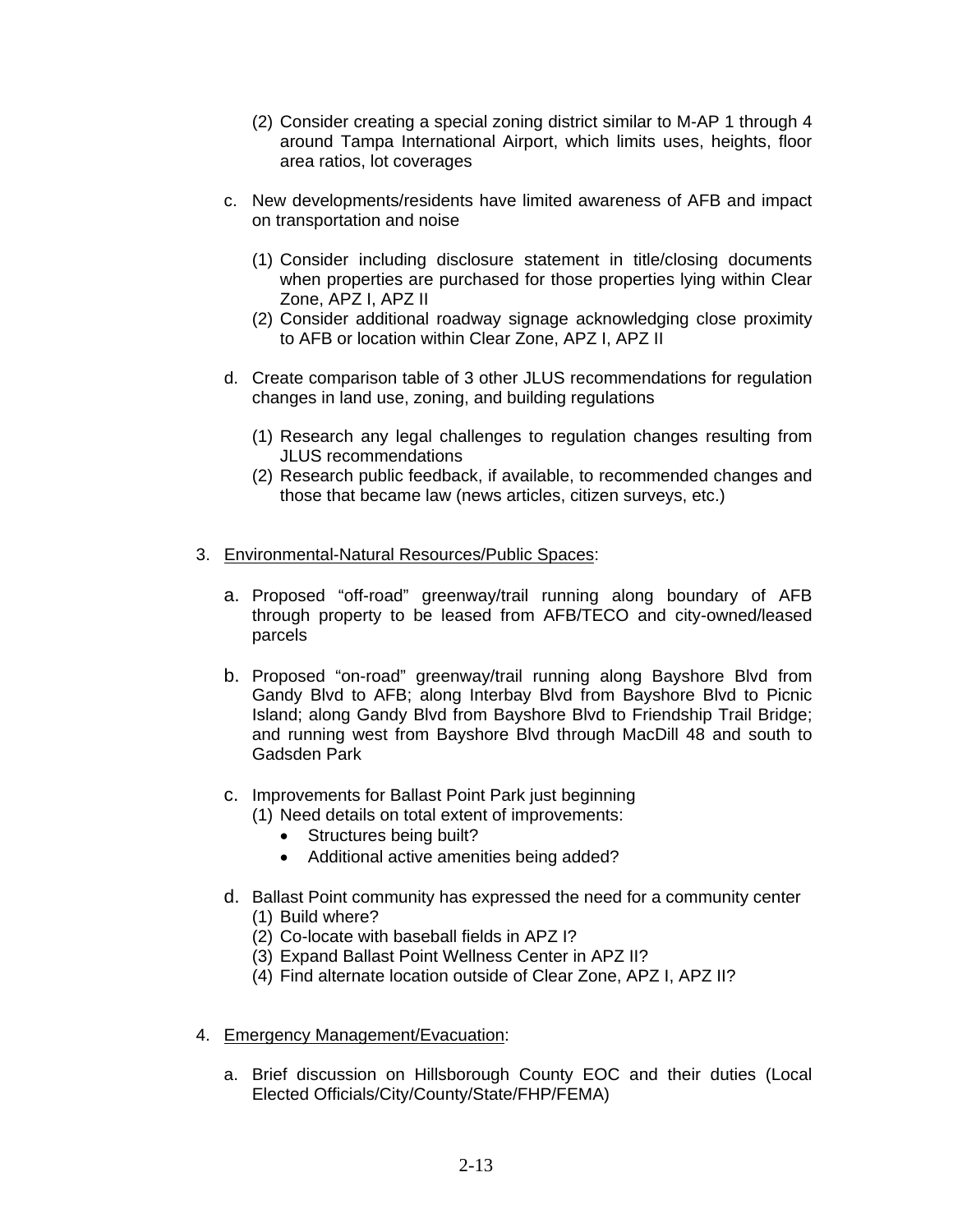(2) Consider creating a special zoning district similar to M-AP 1 through 4 around Tampa International Airport, which limits uses, heights, floor area ratios, lot coverages

c. New developments/residents have limited awareness of AFB and impact on transportation and noise

   (1) Consider including disclosure statement in title/closing documents when properties are purchased for those properties lying within Clear Zone, APZ I, APZ II
   (2) Consider additional roadway signage acknowledging close proximity to AFB or location within Clear Zone, APZ I, APZ II

d. Create comparison table of 3 other JLUS recommendations for regulation changes in land use, zoning, and building regulations

   (1) Research any legal challenges to regulation changes resulting from JLUS recommendations
   (2) Research public feedback, if available, to recommended changes and those that became law (news articles, citizen surveys, etc.)

3. Environmental-Natural Resources/Public Spaces:

   a. Proposed "off-road" greenway/trail running along boundary of AFB through property to be leased from AFB/TECO and city-owned/leased parcels

   b. Proposed "on-road" greenway/trail running along Bayshore Blvd from Gandy Blvd to AFB; along Interbay Blvd from Bayshore Blvd to Picnic Island; along Gandy Blvd from Bayshore Blvd to Friendship Trail Bridge; and running west from Bayshore Blvd through MacDill 48 and south to Gadsden Park

   c. Improvements for Ballast Point Park just beginning
      (1) Need details on total extent of improvements:
         - Structures being built?
         - Additional active amenities being added?

   d. Ballast Point community has expressed the need for a community center
      (1) Build where?
      (2) Co-locate with baseball fields in APZ I?
      (3) Expand Ballast Point Wellness Center in APZ II?
      (4) Find alternate location outside of Clear Zone, APZ I, APZ II?

4. Emergency Management/Evacuation:

   a. Brief discussion on Hillsborough County EOC and their duties (Local Elected Officials/City/County/State/FHP/FEMA)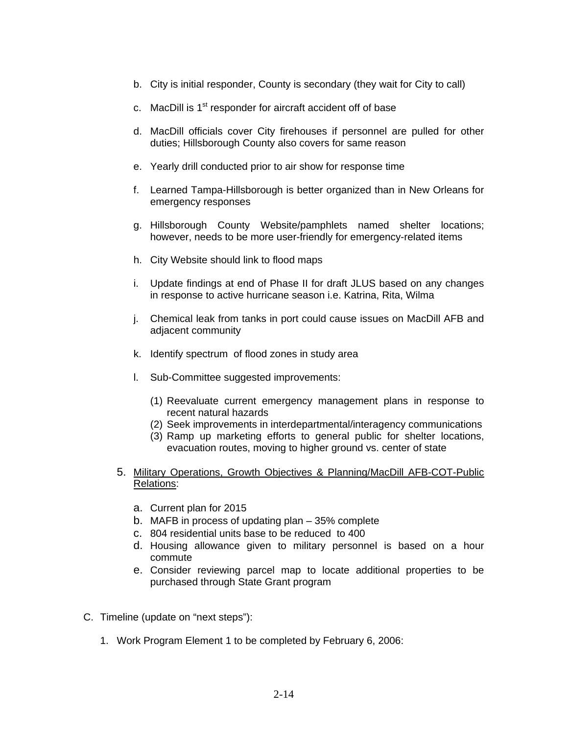b. City is initial responder, County is secondary (they wait for City to call)

c. MacDill is 1st responder for aircraft accident off of base

d. MacDill officials cover City firehouses if personnel are pulled for other duties; Hillsborough County also covers for same reason

e. Yearly drill conducted prior to air show for response time

f. Learned Tampa-Hillsborough is better organized than in New Orleans for emergency responses

g. Hillsborough County Website/pamphlets named shelter locations; however, needs to be more user-friendly for emergency-related items

h. City Website should link to flood maps

i. Update findings at end of Phase II for draft JLUS based on any changes in response to active hurricane season i.e. Katrina, Rita, Wilma

j. Chemical leak from tanks in port could cause issues on MacDill AFB and adjacent community

k. Identify spectrum of flood zones in study area

l. Sub-Committee suggested improvements:

   (1) Reevaluate current emergency management plans in response to recent natural hazards
   (2) Seek improvements in interdepartmental/interagency communications
   (3) Ramp up marketing efforts to general public for shelter locations, evacuation routes, moving to higher ground vs. center of state

5. <u>Military Operations, Growth Objectives & Planning/MacDill AFB-COT-Public Relations</u>:

   a. Current plan for 2015
   b. MAFB in process of updating plan – 35% complete
   c. 804 residential units base to be reduced to 400
   d. Housing allowance given to military personnel is based on a hour commute
   e. Consider reviewing parcel map to locate additional properties to be purchased through State Grant program

C. Timeline (update on "next steps"):

   1. Work Program Element 1 to be completed by February 6, 2006: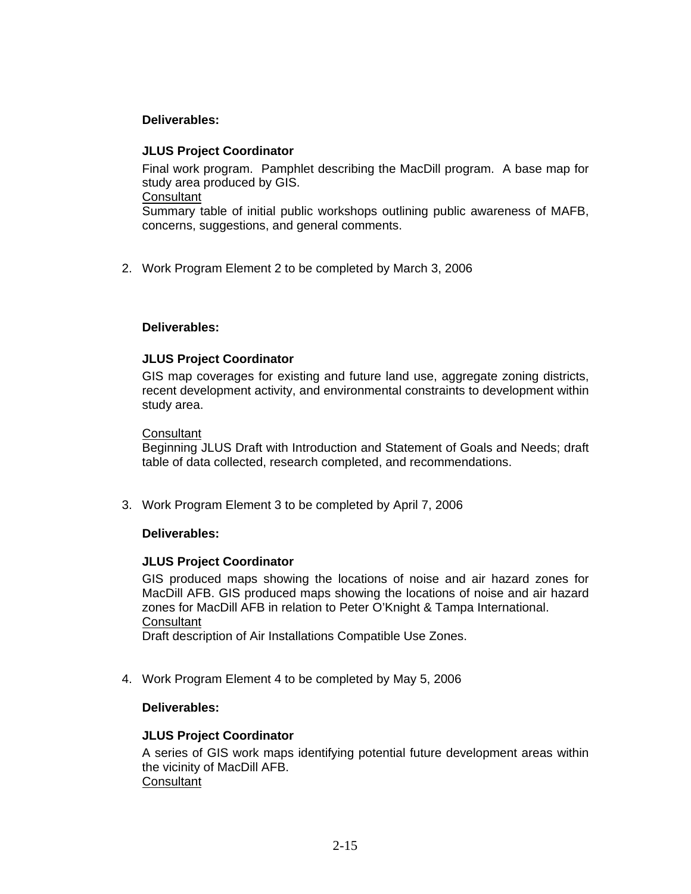**Deliverables:**

**JLUS Project Coordinator**

Final work program. Pamphlet describing the MacDill program. A base map for study area produced by GIS.

<u>Consultant</u>

Summary table of initial public workshops outlining public awareness of MAFB, concerns, suggestions, and general comments.

2. Work Program Element 2 to be completed by March 3, 2006

**Deliverables:**

**JLUS Project Coordinator**

GIS map coverages for existing and future land use, aggregate zoning districts, recent development activity, and environmental constraints to development within study area.

<u>Consultant</u>

Beginning JLUS Draft with Introduction and Statement of Goals and Needs; draft table of data collected, research completed, and recommendations.

3. Work Program Element 3 to be completed by April 7, 2006

**Deliverables:**

**JLUS Project Coordinator**

GIS produced maps showing the locations of noise and air hazard zones for MacDill AFB. GIS produced maps showing the locations of noise and air hazard zones for MacDill AFB in relation to Peter O'Knight & Tampa International.

<u>Consultant</u>

Draft description of Air Installations Compatible Use Zones.

4. Work Program Element 4 to be completed by May 5, 2006

**Deliverables:**

**JLUS Project Coordinator**

A series of GIS work maps identifying potential future development areas within the vicinity of MacDill AFB.

<u>Consultant</u>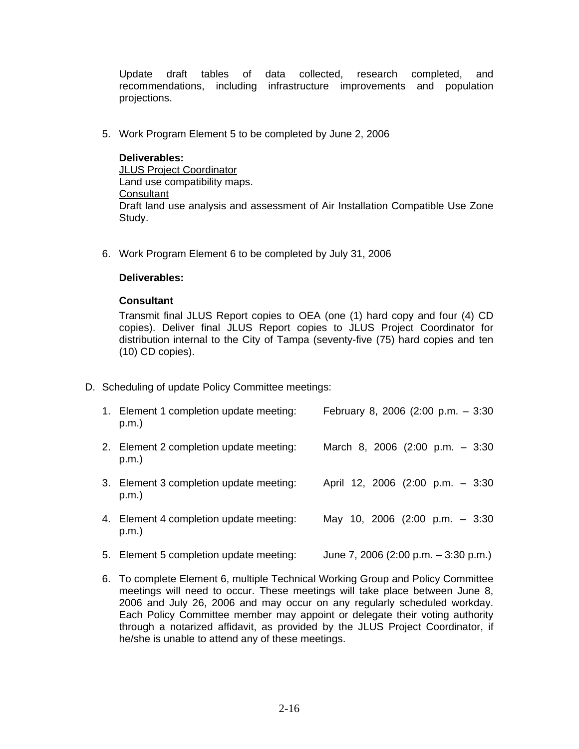Update draft tables of data collected, research completed, and recommendations, including infrastructure improvements and population projections.

5. Work Program Element 5 to be completed by June 2, 2006

   **Deliverables:**
   JLUS Project Coordinator
   Land use compatibility maps.
   Consultant
   Draft land use analysis and assessment of Air Installation Compatible Use Zone Study.

6. Work Program Element 6 to be completed by July 31, 2006

   **Deliverables:**

   **Consultant**
   Transmit final JLUS Report copies to OEA (one (1) hard copy and four (4) CD copies). Deliver final JLUS Report copies to JLUS Project Coordinator for distribution internal to the City of Tampa (seventy-five (75) hard copies and ten (10) CD copies).

D. Scheduling of update Policy Committee meetings:

   1. Element 1 completion update meeting: February 8, 2006 (2:00 p.m. – 3:30 p.m.)
   2. Element 2 completion update meeting: March 8, 2006 (2:00 p.m. – 3:30 p.m.)
   3. Element 3 completion update meeting: April 12, 2006 (2:00 p.m. – 3:30 p.m.)
   4. Element 4 completion update meeting: May 10, 2006 (2:00 p.m. – 3:30 p.m.)
   5. Element 5 completion update meeting: June 7, 2006 (2:00 p.m. – 3:30 p.m.)
   6. To complete Element 6, multiple Technical Working Group and Policy Committee meetings will need to occur. These meetings will take place between June 8, 2006 and July 26, 2006 and may occur on any regularly scheduled workday. Each Policy Committee member may appoint or delegate their voting authority through a notarized affidavit, as provided by the JLUS Project Coordinator, if he/she is unable to attend any of these meetings.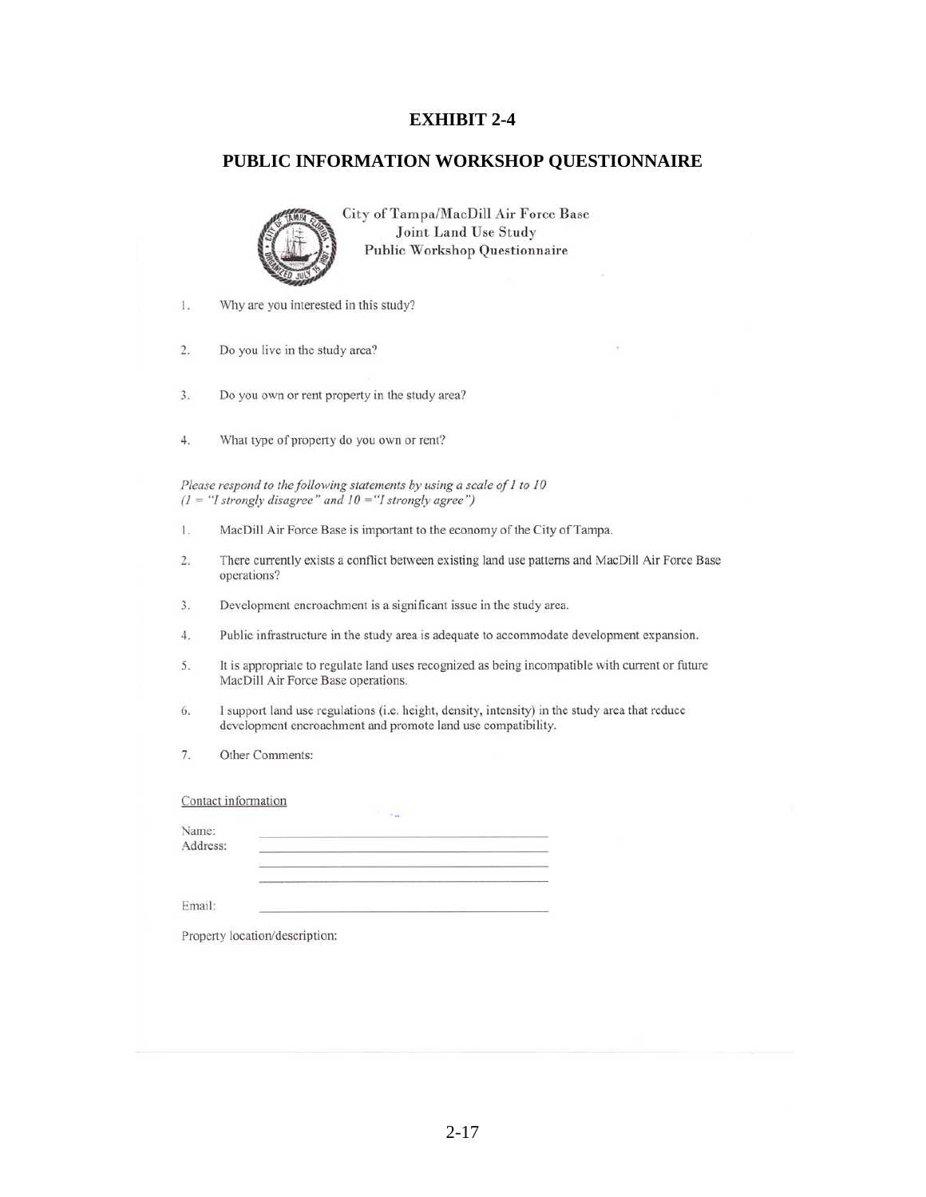# EXHIBIT 2-4

## PUBLIC INFORMATION WORKSHOP QUESTIONNAIRE

City of Tampa/MacDill Air Force Base
Joint Land Use Study
Public Workshop Questionnaire

1. Why are you interested in this study?

2. Do you live in the study area?

3. Do you own or rent property in the study area?

4. What type of property do you own or rent?

*Please respond to the following statements by using a scale of 1 to 10 (1 = "I strongly disagree" and 10 = "I strongly agree")*

1. MacDill Air Force Base is important to the economy of the City of Tampa.
2. There currently exists a conflict between existing land use patterns and MacDill Air Force Base operations?
3. Development encroachment is a significant issue in the study area.
4. Public infrastructure in the study area is adequate to accommodate development expansion.
5. It is appropriate to regulate land uses recognized as being incompatible with current or future MacDill Air Force Base operations.
6. I support land use regulations (i.e. height, density, intensity) in the study area that reduce development encroachment and promote land use compatibility.
7. Other Comments:

Contact information

Name: ______________________________
Address: ______________________________
______________________________
______________________________

Email: ______________________________

Property location/description: